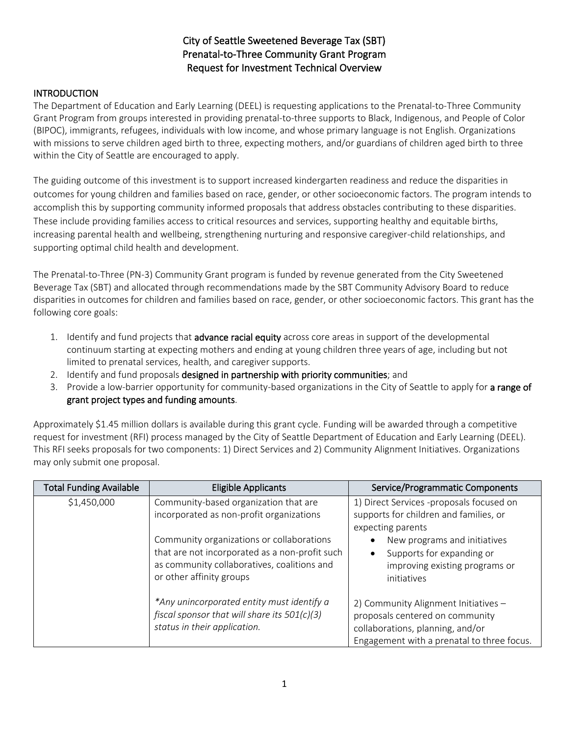# City of Seattle Sweetened Beverage Tax (SBT)
# Prenatal-to-Three Community Grant Program
# Request for Investment Technical Overview

## INTRODUCTION

The Department of Education and Early Learning (DEEL) is requesting applications to the Prenatal-to-Three Community Grant Program from groups interested in providing prenatal-to-three supports to Black, Indigenous, and People of Color (BIPOC), immigrants, refugees, individuals with low income, and whose primary language is not English. Organizations with missions to serve children aged birth to three, expecting mothers, and/or guardians of children aged birth to three within the City of Seattle are encouraged to apply.

The guiding outcome of this investment is to support increased kindergarten readiness and reduce the disparities in outcomes for young children and families based on race, gender, or other socioeconomic factors. The program intends to accomplish this by supporting community informed proposals that address obstacles contributing to these disparities. These include providing families access to critical resources and services, supporting healthy and equitable births, increasing parental health and wellbeing, strengthening nurturing and responsive caregiver-child relationships, and supporting optimal child health and development.

The Prenatal-to-Three (PN-3) Community Grant program is funded by revenue generated from the City Sweetened Beverage Tax (SBT) and allocated through recommendations made by the SBT Community Advisory Board to reduce disparities in outcomes for children and families based on race, gender, or other socioeconomic factors. This grant has the following core goals:

1. Identify and fund projects that **advance racial equity** across core areas in support of the developmental continuum starting at expecting mothers and ending at young children three years of age, including but not limited to prenatal services, health, and caregiver supports.
2. Identify and fund proposals **designed in partnership with priority communities**; and
3. Provide a low-barrier opportunity for community-based organizations in the City of Seattle to apply for **a range of grant project types and funding amounts**.

Approximately $1.45 million dollars is available during this grant cycle. Funding will be awarded through a competitive request for investment (RFI) process managed by the City of Seattle Department of Education and Early Learning (DEEL). This RFI seeks proposals for two components: 1) Direct Services and 2) Community Alignment Initiatives. Organizations may only submit one proposal.

| Total Funding Available | Eligible Applicants | Service/Programmatic Components |
|---|---|---|
| $1,450,000 | Community-based organization that are incorporated as non-profit organizations<br><br>Community organizations or collaborations that are not incorporated as a non-profit such as community collaboratives, coalitions and or other affinity groups<br><br>*\*Any unincorporated entity must identify a fiscal sponsor that will share its 501(c)(3) status in their application.* | 1) Direct Services -proposals focused on supports for children and families, or expecting parents<br>• New programs and initiatives<br>• Supports for expanding or improving existing programs or initiatives<br><br>2) Community Alignment Initiatives – proposals centered on community collaborations, planning, and/or Engagement with a prenatal to three focus. |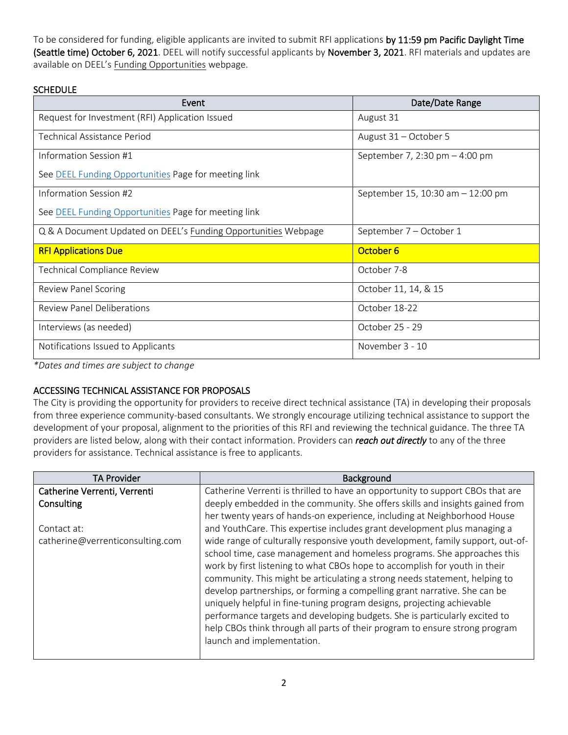To be considered for funding, eligible applicants are invited to submit RFI applications **by 11:59 pm Pacific Daylight Time (Seattle time) October 6, 2021**. DEEL will notify successful applicants by **November 3, 2021**. RFI materials and updates are available on DEEL's Funding Opportunities webpage.

## SCHEDULE

| Event | Date/Date Range |
|---|---|
| Request for Investment (RFI) Application Issued | August 31 |
| Technical Assistance Period | August 31 – October 5 |
| Information Session #1<br><br>See DEEL Funding Opportunities Page for meeting link | September 7, 2:30 pm – 4:00 pm |
| Information Session #2<br><br>See DEEL Funding Opportunities Page for meeting link | September 15, 10:30 am – 12:00 pm |
| Q & A Document Updated on DEEL's Funding Opportunities Webpage | September 7 – October 1 |
| **RFI Applications Due** | **October 6** |
| Technical Compliance Review | October 7-8 |
| Review Panel Scoring | October 11, 14, & 15 |
| Review Panel Deliberations | October 18-22 |
| Interviews (as needed) | October 25 - 29 |
| Notifications Issued to Applicants | November 3 - 10 |

*\*Dates and times are subject to change*

## ACCESSING TECHNICAL ASSISTANCE FOR PROPOSALS

The City is providing the opportunity for providers to receive direct technical assistance (TA) in developing their proposals from three experience community-based consultants. We strongly encourage utilizing technical assistance to support the development of your proposal, alignment to the priorities of this RFI and reviewing the technical guidance. The three TA providers are listed below, along with their contact information. Providers can ***reach out directly*** to any of the three providers for assistance. Technical assistance is free to applicants.

| TA Provider | Background |
|---|---|
| **Catherine Verrenti, Verrenti Consulting**<br><br>Contact at:<br>catherine@verrenticonsulting.com | Catherine Verrenti is thrilled to have an opportunity to support CBOs that are deeply embedded in the community. She offers skills and insights gained from her twenty years of hands-on experience, including at Neighborhood House and YouthCare. This expertise includes grant development plus managing a wide range of culturally responsive youth development, family support, out-of-school time, case management and homeless programs. She approaches this work by first listening to what CBOs hope to accomplish for youth in their community. This might be articulating a strong needs statement, helping to develop partnerships, or forming a compelling grant narrative. She can be uniquely helpful in fine-tuning program designs, projecting achievable performance targets and developing budgets. She is particularly excited to help CBOs think through all parts of their program to ensure strong program launch and implementation. |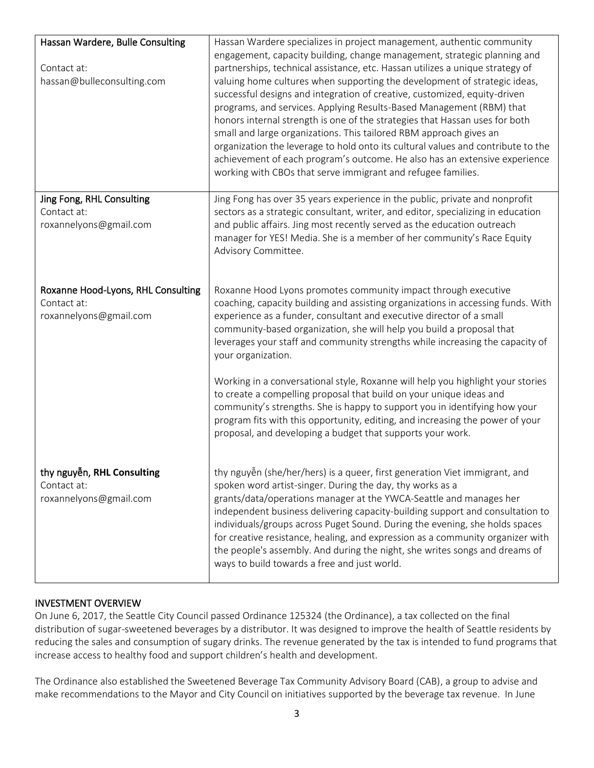| | |
|---|---|
| Hassan Wardere, Bulle Consulting<br><br>Contact at:<br>hassan@bulleconsulting.com | Hassan Wardere specializes in project management, authentic community engagement, capacity building, change management, strategic planning and partnerships, technical assistance, etc. Hassan utilizes a unique strategy of valuing home cultures when supporting the development of strategic ideas, successful designs and integration of creative, customized, equity-driven programs, and services. Applying Results-Based Management (RBM) that honors internal strength is one of the strategies that Hassan uses for both small and large organizations. This tailored RBM approach gives an organization the leverage to hold onto its cultural values and contribute to the achievement of each program's outcome. He also has an extensive experience working with CBOs that serve immigrant and refugee families. |
| Jing Fong, RHL Consulting<br>Contact at:<br>roxannelyons@gmail.com | Jing Fong has over 35 years experience in the public, private and nonprofit sectors as a strategic consultant, writer, and editor, specializing in education and public affairs. Jing most recently served as the education outreach manager for YES! Media. She is a member of her community's Race Equity Advisory Committee. |
| Roxanne Hood-Lyons, RHL Consulting<br>Contact at:<br>roxannelyons@gmail.com | Roxanne Hood Lyons promotes community impact through executive coaching, capacity building and assisting organizations in accessing funds. With experience as a funder, consultant and executive director of a small community-based organization, she will help you build a proposal that leverages your staff and community strengths while increasing the capacity of your organization.<br><br>Working in a conversational style, Roxanne will help you highlight your stories to create a compelling proposal that build on your unique ideas and community's strengths. She is happy to support you in identifying how your program fits with this opportunity, editing, and increasing the power of your proposal, and developing a budget that supports your work. |
| thy nguyễn, RHL Consulting<br>Contact at:<br>roxannelyons@gmail.com | thy nguyễn (she/her/hers) is a queer, first generation Viet immigrant, and spoken word artist-singer. During the day, thy works as a grants/data/operations manager at the YWCA-Seattle and manages her independent business delivering capacity-building support and consultation to individuals/groups across Puget Sound. During the evening, she holds spaces for creative resistance, healing, and expression as a community organizer with the people's assembly. And during the night, she writes songs and dreams of ways to build towards a free and just world. |

## INVESTMENT OVERVIEW

On June 6, 2017, the Seattle City Council passed Ordinance 125324 (the Ordinance), a tax collected on the final distribution of sugar-sweetened beverages by a distributor. It was designed to improve the health of Seattle residents by reducing the sales and consumption of sugary drinks. The revenue generated by the tax is intended to fund programs that increase access to healthy food and support children's health and development.

The Ordinance also established the Sweetened Beverage Tax Community Advisory Board (CAB), a group to advise and make recommendations to the Mayor and City Council on initiatives supported by the beverage tax revenue. In June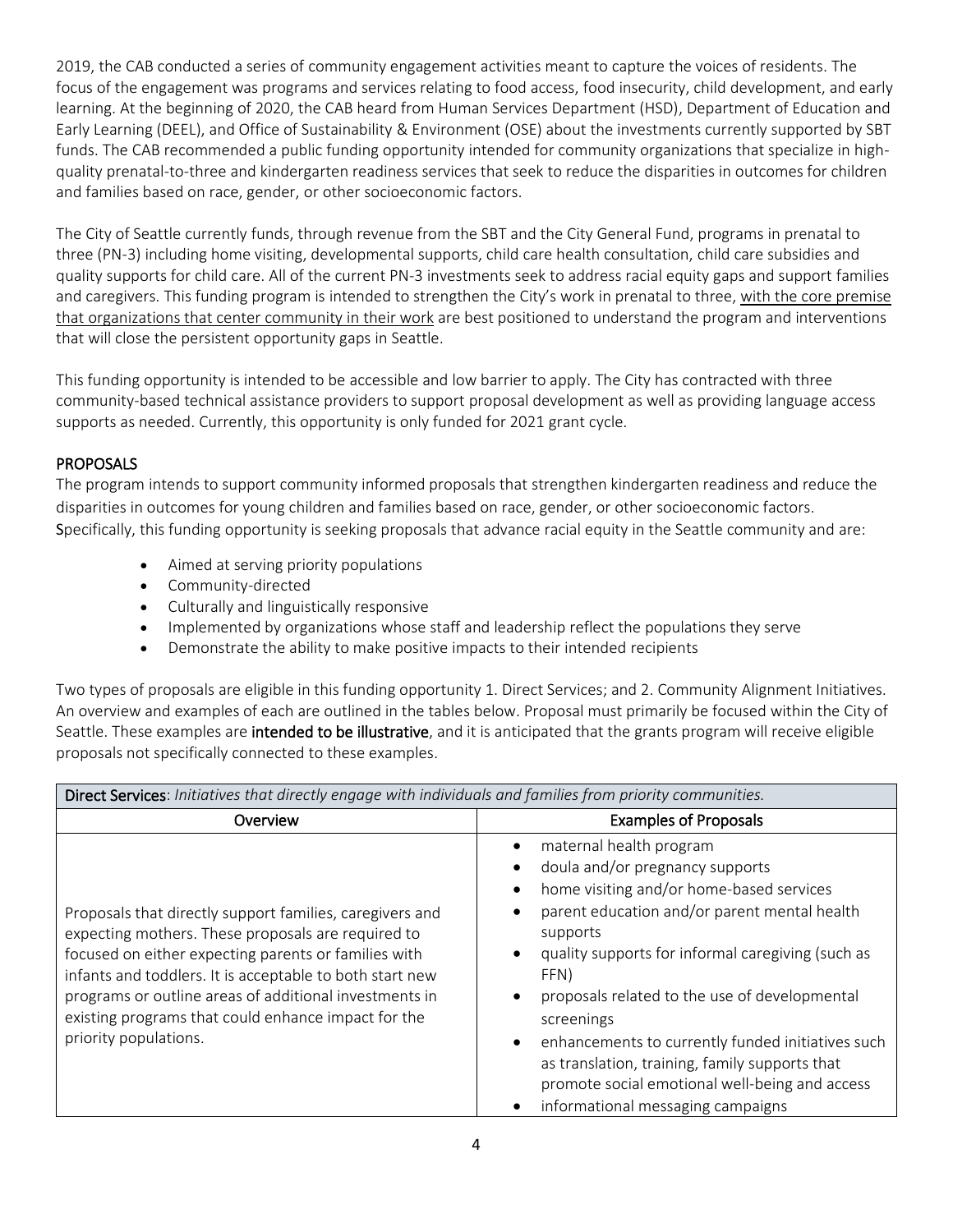2019, the CAB conducted a series of community engagement activities meant to capture the voices of residents. The focus of the engagement was programs and services relating to food access, food insecurity, child development, and early learning. At the beginning of 2020, the CAB heard from Human Services Department (HSD), Department of Education and Early Learning (DEEL), and Office of Sustainability & Environment (OSE) about the investments currently supported by SBT funds. The CAB recommended a public funding opportunity intended for community organizations that specialize in high-quality prenatal-to-three and kindergarten readiness services that seek to reduce the disparities in outcomes for children and families based on race, gender, or other socioeconomic factors.

The City of Seattle currently funds, through revenue from the SBT and the City General Fund, programs in prenatal to three (PN-3) including home visiting, developmental supports, child care health consultation, child care subsidies and quality supports for child care. All of the current PN-3 investments seek to address racial equity gaps and support families and caregivers. This funding program is intended to strengthen the City's work in prenatal to three, with the core premise that organizations that center community in their work are best positioned to understand the program and interventions that will close the persistent opportunity gaps in Seattle.

This funding opportunity is intended to be accessible and low barrier to apply. The City has contracted with three community-based technical assistance providers to support proposal development as well as providing language access supports as needed. Currently, this opportunity is only funded for 2021 grant cycle.

## PROPOSALS

The program intends to support community informed proposals that strengthen kindergarten readiness and reduce the disparities in outcomes for young children and families based on race, gender, or other socioeconomic factors. Specifically, this funding opportunity is seeking proposals that advance racial equity in the Seattle community and are:

- Aimed at serving priority populations
- Community-directed
- Culturally and linguistically responsive
- Implemented by organizations whose staff and leadership reflect the populations they serve
- Demonstrate the ability to make positive impacts to their intended recipients

Two types of proposals are eligible in this funding opportunity 1. Direct Services; and 2. Community Alignment Initiatives. An overview and examples of each are outlined in the tables below. Proposal must primarily be focused within the City of Seattle. These examples are **intended to be illustrative**, and it is anticipated that the grants program will receive eligible proposals not specifically connected to these examples.

| **Direct Services**: *Initiatives that directly engage with individuals and families from priority communities.* | |
|---|---|
| **Overview** | **Examples of Proposals** |
| Proposals that directly support families, caregivers and expecting mothers. These proposals are required to focused on either expecting parents or families with infants and toddlers. It is acceptable to both start new programs or outline areas of additional investments in existing programs that could enhance impact for the priority populations. | • maternal health program<br>• doula and/or pregnancy supports<br>• home visiting and/or home-based services<br>• parent education and/or parent mental health supports<br>• quality supports for informal caregiving (such as FFN)<br>• proposals related to the use of developmental screenings<br>• enhancements to currently funded initiatives such as translation, training, family supports that promote social emotional well-being and access<br>• informational messaging campaigns |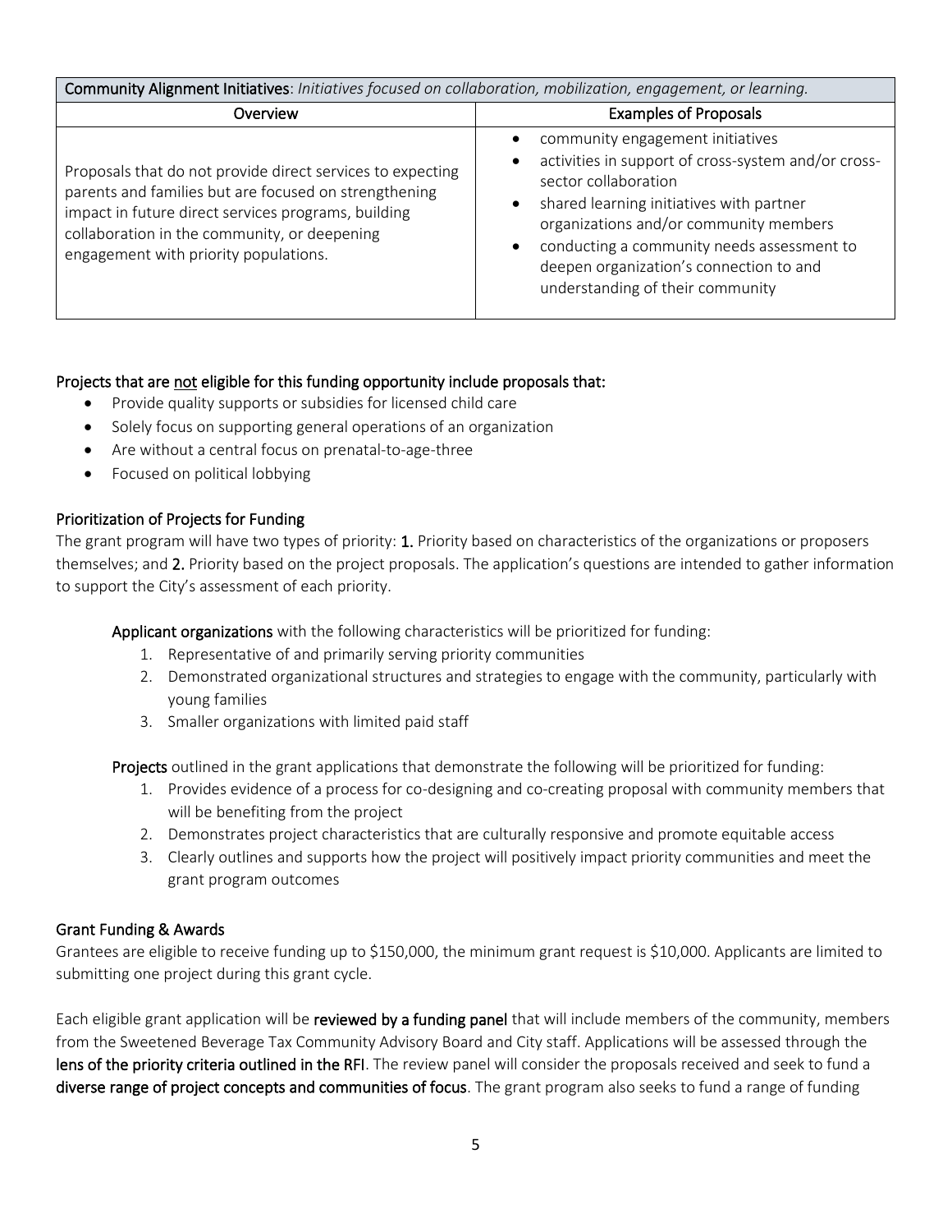| **Community Alignment Initiatives**: *Initiatives focused on collaboration, mobilization, engagement, or learning.* | |
|---|---|
| **Overview** | **Examples of Proposals** |
| Proposals that do not provide direct services to expecting parents and families but are focused on strengthening impact in future direct services programs, building collaboration in the community, or deepening engagement with priority populations. | • community engagement initiatives<br>• activities in support of cross-system and/or cross-sector collaboration<br>• shared learning initiatives with partner organizations and/or community members<br>• conducting a community needs assessment to deepen organization's connection to and understanding of their community |

**Projects that are not eligible for this funding opportunity include proposals that:**

- Provide quality supports or subsidies for licensed child care
- Solely focus on supporting general operations of an organization
- Are without a central focus on prenatal-to-age-three
- Focused on political lobbying

### Prioritization of Projects for Funding

The grant program will have two types of priority: **1.** Priority based on characteristics of the organizations or proposers themselves; and **2.** Priority based on the project proposals. The application's questions are intended to gather information to support the City's assessment of each priority.

**Applicant organizations** with the following characteristics will be prioritized for funding:

1. Representative of and primarily serving priority communities
2. Demonstrated organizational structures and strategies to engage with the community, particularly with young families
3. Smaller organizations with limited paid staff

**Projects** outlined in the grant applications that demonstrate the following will be prioritized for funding:

1. Provides evidence of a process for co-designing and co-creating proposal with community members that will be benefiting from the project
2. Demonstrates project characteristics that are culturally responsive and promote equitable access
3. Clearly outlines and supports how the project will positively impact priority communities and meet the grant program outcomes

### Grant Funding & Awards

Grantees are eligible to receive funding up to $150,000, the minimum grant request is $10,000. Applicants are limited to submitting one project during this grant cycle.

Each eligible grant application will be **reviewed by a funding panel** that will include members of the community, members from the Sweetened Beverage Tax Community Advisory Board and City staff. Applications will be assessed through the **lens of the priority criteria outlined in the RFI**. The review panel will consider the proposals received and seek to fund a **diverse range of project concepts and communities of focus**. The grant program also seeks to fund a range of funding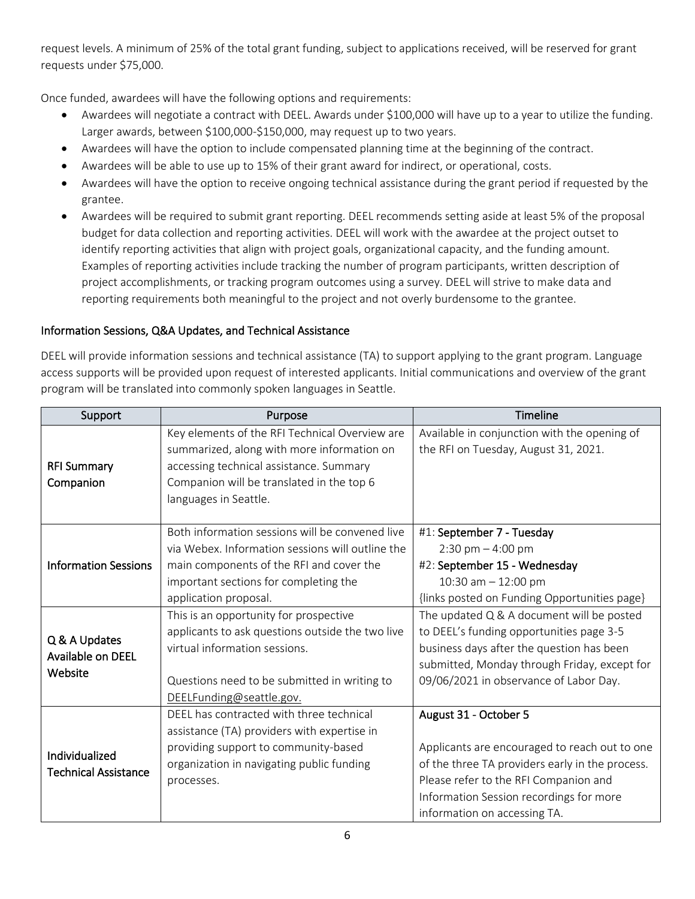request levels. A minimum of 25% of the total grant funding, subject to applications received, will be reserved for grant requests under $75,000.

Once funded, awardees will have the following options and requirements:

- Awardees will negotiate a contract with DEEL. Awards under $100,000 will have up to a year to utilize the funding. Larger awards, between $100,000-$150,000, may request up to two years.
- Awardees will have the option to include compensated planning time at the beginning of the contract.
- Awardees will be able to use up to 15% of their grant award for indirect, or operational, costs.
- Awardees will have the option to receive ongoing technical assistance during the grant period if requested by the grantee.
- Awardees will be required to submit grant reporting. DEEL recommends setting aside at least 5% of the proposal budget for data collection and reporting activities. DEEL will work with the awardee at the project outset to identify reporting activities that align with project goals, organizational capacity, and the funding amount. Examples of reporting activities include tracking the number of program participants, written description of project accomplishments, or tracking program outcomes using a survey. DEEL will strive to make data and reporting requirements both meaningful to the project and not overly burdensome to the grantee.

### Information Sessions, Q&A Updates, and Technical Assistance

DEEL will provide information sessions and technical assistance (TA) to support applying to the grant program. Language access supports will be provided upon request of interested applicants. Initial communications and overview of the grant program will be translated into commonly spoken languages in Seattle.

| Support | Purpose | Timeline |
|---|---|---|
| RFI Summary Companion | Key elements of the RFI Technical Overview are summarized, along with more information on accessing technical assistance. Summary Companion will be translated in the top 6 languages in Seattle. | Available in conjunction with the opening of the RFI on Tuesday, August 31, 2021. |
| Information Sessions | Both information sessions will be convened live via Webex. Information sessions will outline the main components of the RFI and cover the important sections for completing the application proposal. | #1: **September 7 - Tuesday** 2:30 pm – 4:00 pm<br>#2: **September 15 - Wednesday** 10:30 am – 12:00 pm<br>{links posted on Funding Opportunities page} |
| Q & A Updates Available on DEEL Website | This is an opportunity for prospective applicants to ask questions outside the two live virtual information sessions.<br><br>Questions need to be submitted in writing to DEELFunding@seattle.gov. | The updated Q & A document will be posted to DEEL's funding opportunities page 3-5 business days after the question has been submitted, Monday through Friday, except for 09/06/2021 in observance of Labor Day. |
| Individualized Technical Assistance | DEEL has contracted with three technical assistance (TA) providers with expertise in providing support to community-based organization in navigating public funding processes. | **August 31 - October 5**<br><br>Applicants are encouraged to reach out to one of the three TA providers early in the process. Please refer to the RFI Companion and Information Session recordings for more information on accessing TA. |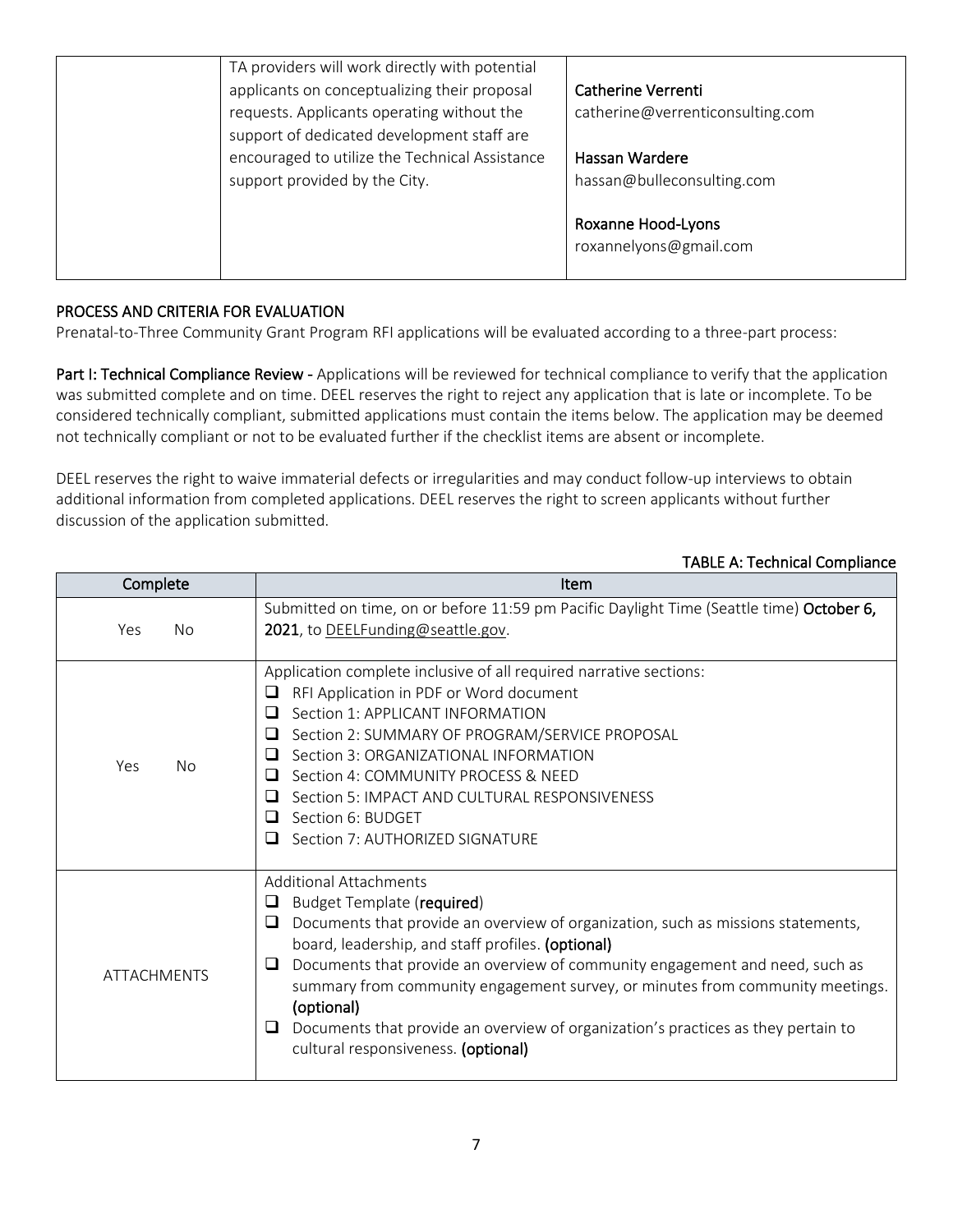| | TA providers will work directly with potential applicants on conceptualizing their proposal requests. Applicants operating without the support of dedicated development staff are encouraged to utilize the Technical Assistance support provided by the City. | **Catherine Verrenti**<br>catherine@verrenticonsulting.com<br><br>**Hassan Wardere**<br>hassan@bulleconsulting.com<br><br>**Roxanne Hood-Lyons**<br>roxannelyons@gmail.com |
|---|---|---|

## PROCESS AND CRITERIA FOR EVALUATION

Prenatal-to-Three Community Grant Program RFI applications will be evaluated according to a three-part process:

**Part I: Technical Compliance Review** - Applications will be reviewed for technical compliance to verify that the application was submitted complete and on time. DEEL reserves the right to reject any application that is late or incomplete. To be considered technically compliant, submitted applications must contain the items below. The application may be deemed not technically compliant or not to be evaluated further if the checklist items are absent or incomplete.

DEEL reserves the right to waive immaterial defects or irregularities and may conduct follow-up interviews to obtain additional information from completed applications. DEEL reserves the right to screen applicants without further discussion of the application submitted.

**TABLE A: Technical Compliance**

| Complete | Item |
|---|---|
| Yes No | Submitted on time, on or before 11:59 pm Pacific Daylight Time (Seattle time) **October 6, 2021**, to DEELFunding@seattle.gov. |
| Yes No | Application complete inclusive of all required narrative sections:<br>❑ RFI Application in PDF or Word document<br>❑ Section 1: APPLICANT INFORMATION<br>❑ Section 2: SUMMARY OF PROGRAM/SERVICE PROPOSAL<br>❑ Section 3: ORGANIZATIONAL INFORMATION<br>❑ Section 4: COMMUNITY PROCESS & NEED<br>❑ Section 5: IMPACT AND CULTURAL RESPONSIVENESS<br>❑ Section 6: BUDGET<br>❑ Section 7: AUTHORIZED SIGNATURE |
| ATTACHMENTS | Additional Attachments<br>❑ Budget Template (**required**)<br>❑ Documents that provide an overview of organization, such as missions statements, board, leadership, and staff profiles. **(optional)**<br>❑ Documents that provide an overview of community engagement and need, such as summary from community engagement survey, or minutes from community meetings. **(optional)**<br>❑ Documents that provide an overview of organization's practices as they pertain to cultural responsiveness. **(optional)** |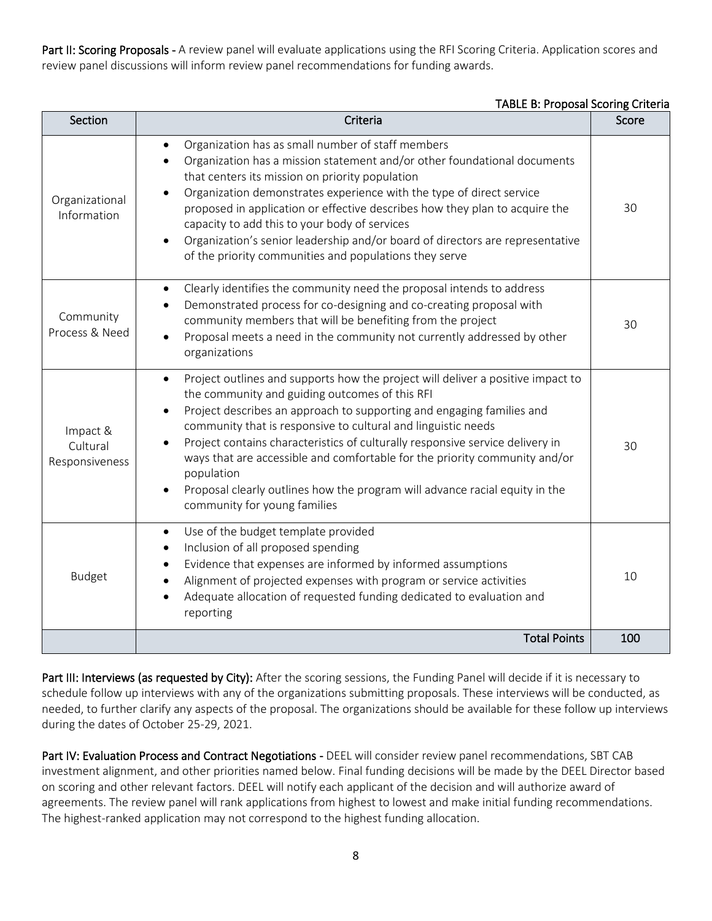**Part II: Scoring Proposals -** A review panel will evaluate applications using the RFI Scoring Criteria. Application scores and review panel discussions will inform review panel recommendations for funding awards.

**TABLE B: Proposal Scoring Criteria**

| Section | Criteria | Score |
|---|---|---|
| Organizational Information | • Organization has as small number of staff members<br>• Organization has a mission statement and/or other foundational documents that centers its mission on priority population<br>• Organization demonstrates experience with the type of direct service proposed in application or effective describes how they plan to acquire the capacity to add this to your body of services<br>• Organization's senior leadership and/or board of directors are representative of the priority communities and populations they serve | 30 |
| Community Process & Need | • Clearly identifies the community need the proposal intends to address<br>• Demonstrated process for co-designing and co-creating proposal with community members that will be benefiting from the project<br>• Proposal meets a need in the community not currently addressed by other organizations | 30 |
| Impact & Cultural Responsiveness | • Project outlines and supports how the project will deliver a positive impact to the community and guiding outcomes of this RFI<br>• Project describes an approach to supporting and engaging families and community that is responsive to cultural and linguistic needs<br>• Project contains characteristics of culturally responsive service delivery in ways that are accessible and comfortable for the priority community and/or population<br>• Proposal clearly outlines how the program will advance racial equity in the community for young families | 30 |
| Budget | • Use of the budget template provided<br>• Inclusion of all proposed spending<br>• Evidence that expenses are informed by informed assumptions<br>• Alignment of projected expenses with program or service activities<br>• Adequate allocation of requested funding dedicated to evaluation and reporting | 10 |
| | **Total Points** | **100** |

**Part III: Interviews (as requested by City):** After the scoring sessions, the Funding Panel will decide if it is necessary to schedule follow up interviews with any of the organizations submitting proposals. These interviews will be conducted, as needed, to further clarify any aspects of the proposal. The organizations should be available for these follow up interviews during the dates of October 25-29, 2021.

**Part IV: Evaluation Process and Contract Negotiations -** DEEL will consider review panel recommendations, SBT CAB investment alignment, and other priorities named below. Final funding decisions will be made by the DEEL Director based on scoring and other relevant factors. DEEL will notify each applicant of the decision and will authorize award of agreements. The review panel will rank applications from highest to lowest and make initial funding recommendations. The highest-ranked application may not correspond to the highest funding allocation.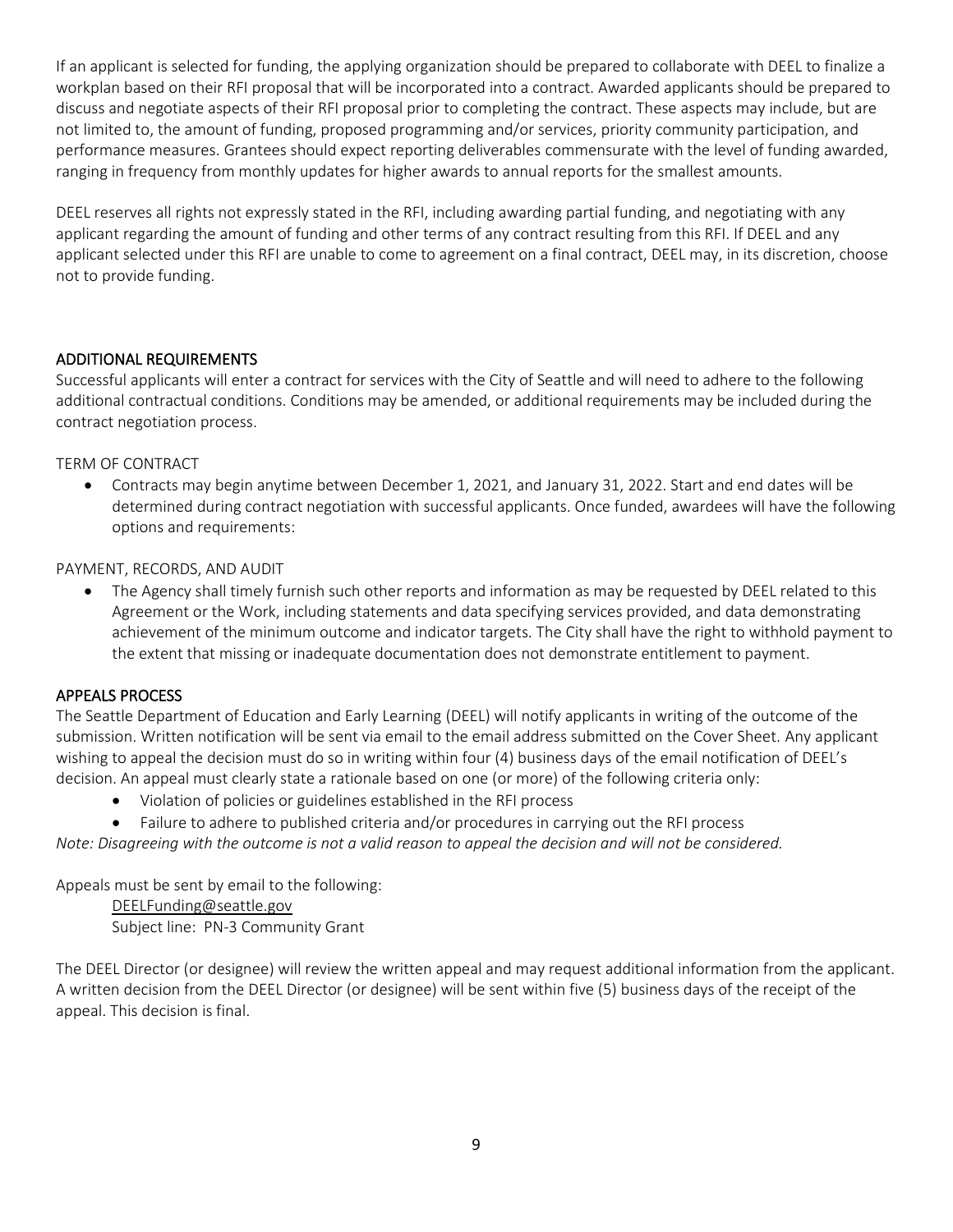If an applicant is selected for funding, the applying organization should be prepared to collaborate with DEEL to finalize a workplan based on their RFI proposal that will be incorporated into a contract. Awarded applicants should be prepared to discuss and negotiate aspects of their RFI proposal prior to completing the contract. These aspects may include, but are not limited to, the amount of funding, proposed programming and/or services, priority community participation, and performance measures. Grantees should expect reporting deliverables commensurate with the level of funding awarded, ranging in frequency from monthly updates for higher awards to annual reports for the smallest amounts.

DEEL reserves all rights not expressly stated in the RFI, including awarding partial funding, and negotiating with any applicant regarding the amount of funding and other terms of any contract resulting from this RFI. If DEEL and any applicant selected under this RFI are unable to come to agreement on a final contract, DEEL may, in its discretion, choose not to provide funding.

## ADDITIONAL REQUIREMENTS

Successful applicants will enter a contract for services with the City of Seattle and will need to adhere to the following additional contractual conditions. Conditions may be amended, or additional requirements may be included during the contract negotiation process.

### TERM OF CONTRACT

- Contracts may begin anytime between December 1, 2021, and January 31, 2022. Start and end dates will be determined during contract negotiation with successful applicants. Once funded, awardees will have the following options and requirements:

### PAYMENT, RECORDS, AND AUDIT

- The Agency shall timely furnish such other reports and information as may be requested by DEEL related to this Agreement or the Work, including statements and data specifying services provided, and data demonstrating achievement of the minimum outcome and indicator targets. The City shall have the right to withhold payment to the extent that missing or inadequate documentation does not demonstrate entitlement to payment.

## APPEALS PROCESS

The Seattle Department of Education and Early Learning (DEEL) will notify applicants in writing of the outcome of the submission. Written notification will be sent via email to the email address submitted on the Cover Sheet. Any applicant wishing to appeal the decision must do so in writing within four (4) business days of the email notification of DEEL's decision. An appeal must clearly state a rationale based on one (or more) of the following criteria only:

- Violation of policies or guidelines established in the RFI process
- Failure to adhere to published criteria and/or procedures in carrying out the RFI process

*Note: Disagreeing with the outcome is not a valid reason to appeal the decision and will not be considered.*

Appeals must be sent by email to the following:

DEELFunding@seattle.gov
Subject line: PN-3 Community Grant

The DEEL Director (or designee) will review the written appeal and may request additional information from the applicant. A written decision from the DEEL Director (or designee) will be sent within five (5) business days of the receipt of the appeal. This decision is final.